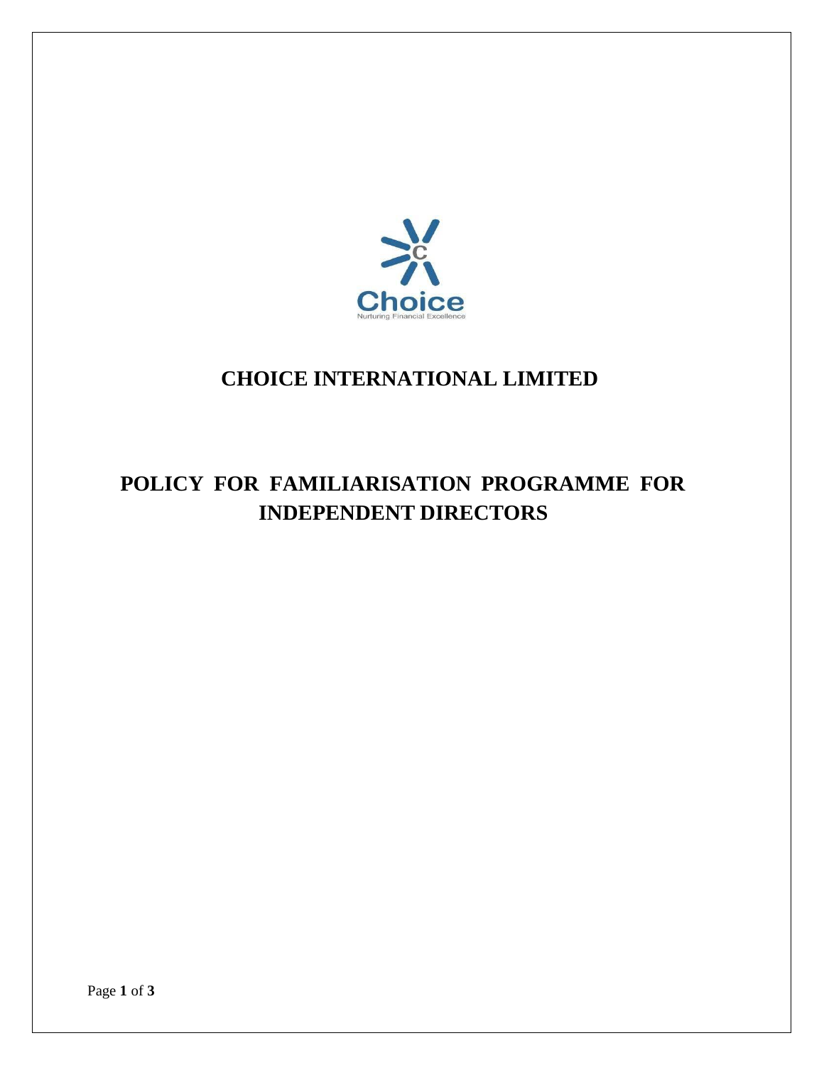# CHOICE INTERNATIONAL LIMITED

# POLICY FOR FAMILIARISATION PROGRAMME FOR INDEPENDENT DIRECTORS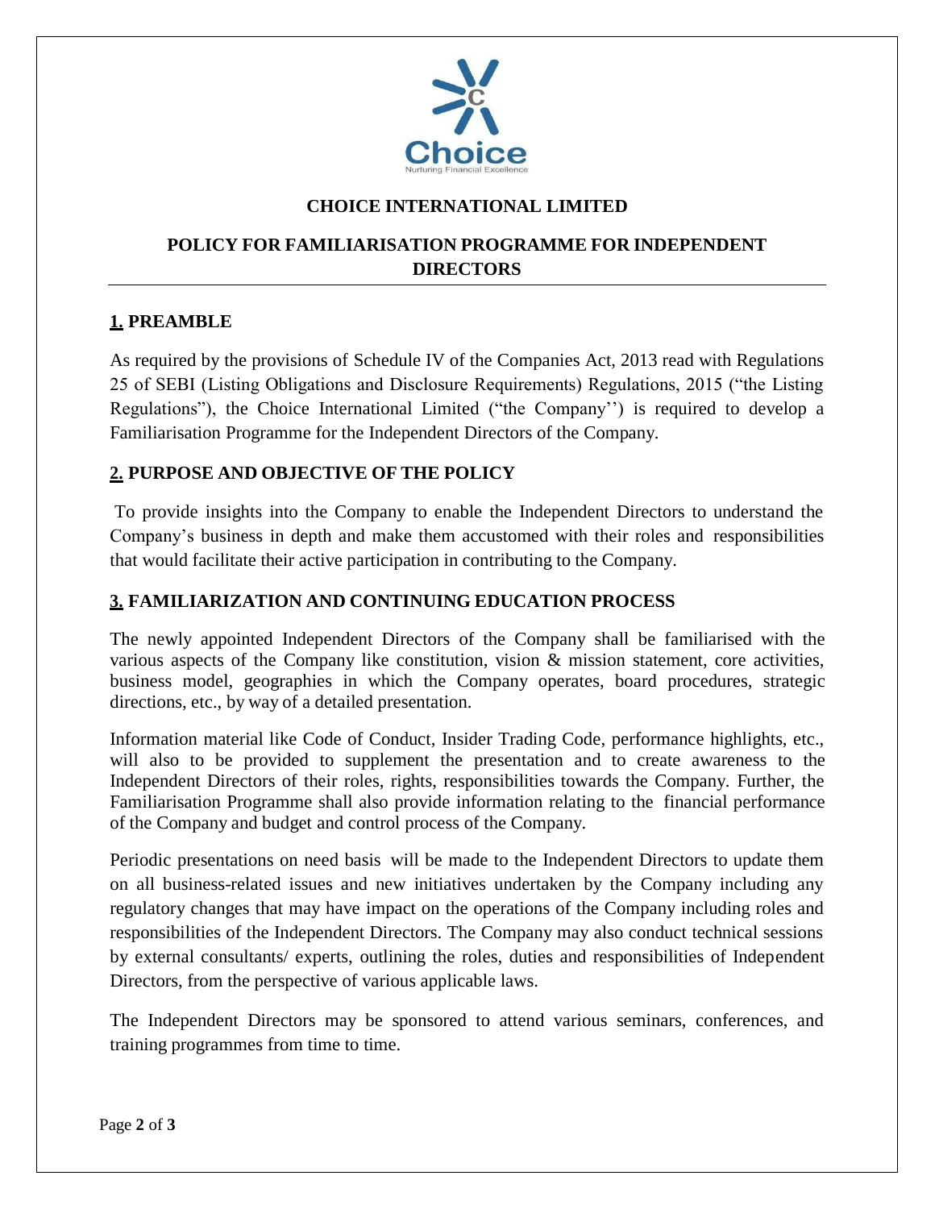**CHOICE INTERNATIONAL LIMITED**

**POLICY FOR FAMILIARISATION PROGRAMME FOR INDEPENDENT DIRECTORS**

## 1. PREAMBLE

As required by the provisions of Schedule IV of the Companies Act, 2013 read with Regulations 25 of SEBI (Listing Obligations and Disclosure Requirements) Regulations, 2015 ("the Listing Regulations"), the Choice International Limited ("the Company'') is required to develop a Familiarisation Programme for the Independent Directors of the Company.

## 2. PURPOSE AND OBJECTIVE OF THE POLICY

To provide insights into the Company to enable the Independent Directors to understand the Company's business in depth and make them accustomed with their roles and responsibilities that would facilitate their active participation in contributing to the Company.

## 3. FAMILIARIZATION AND CONTINUING EDUCATION PROCESS

The newly appointed Independent Directors of the Company shall be familiarised with the various aspects of the Company like constitution, vision & mission statement, core activities, business model, geographies in which the Company operates, board procedures, strategic directions, etc., by way of a detailed presentation.

Information material like Code of Conduct, Insider Trading Code, performance highlights, etc., will also to be provided to supplement the presentation and to create awareness to the Independent Directors of their roles, rights, responsibilities towards the Company. Further, the Familiarisation Programme shall also provide information relating to the financial performance of the Company and budget and control process of the Company.

Periodic presentations on need basis will be made to the Independent Directors to update them on all business-related issues and new initiatives undertaken by the Company including any regulatory changes that may have impact on the operations of the Company including roles and responsibilities of the Independent Directors. The Company may also conduct technical sessions by external consultants/ experts, outlining the roles, duties and responsibilities of Independent Directors, from the perspective of various applicable laws.

The Independent Directors may be sponsored to attend various seminars, conferences, and training programmes from time to time.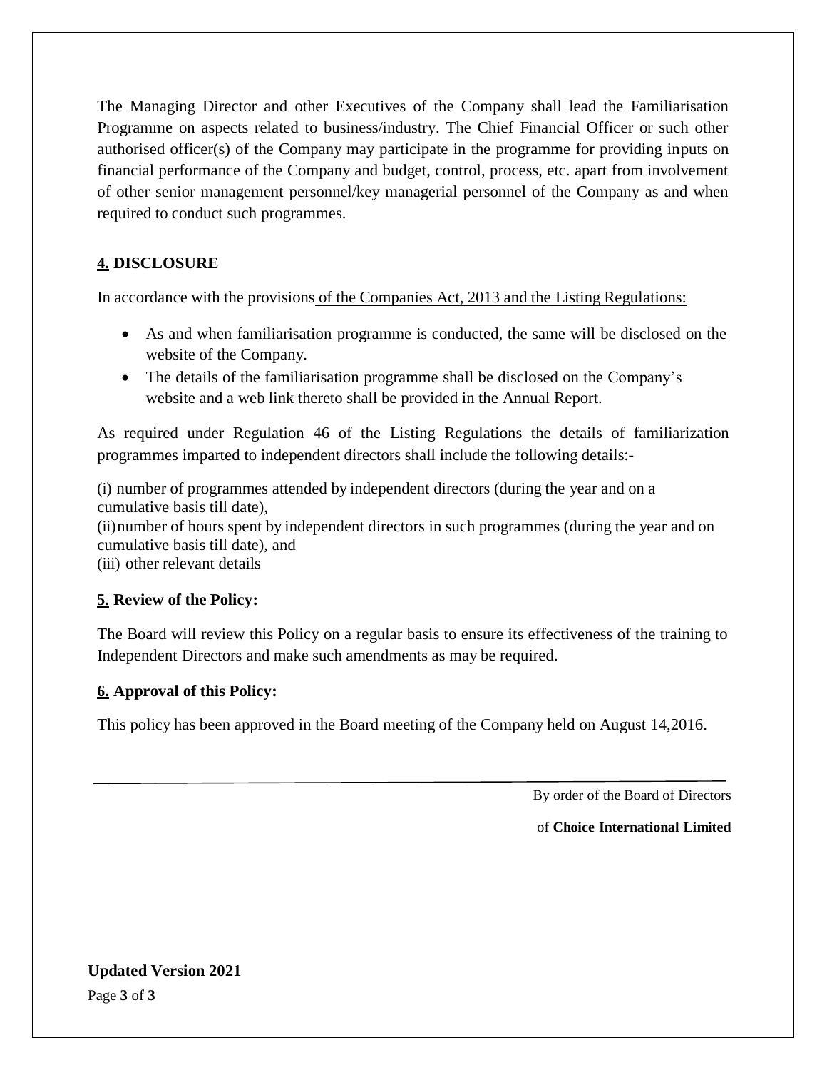The Managing Director and other Executives of the Company shall lead the Familiarisation Programme on aspects related to business/industry. The Chief Financial Officer or such other authorised officer(s) of the Company may participate in the programme for providing inputs on financial performance of the Company and budget, control, process, etc. apart from involvement of other senior management personnel/key managerial personnel of the Company as and when required to conduct such programmes.

## 4. DISCLOSURE

In accordance with the provisions of the Companies Act, 2013 and the Listing Regulations:

- As and when familiarisation programme is conducted, the same will be disclosed on the website of the Company.
- The details of the familiarisation programme shall be disclosed on the Company's website and a web link thereto shall be provided in the Annual Report.

As required under Regulation 46 of the Listing Regulations the details of familiarization programmes imparted to independent directors shall include the following details:-

(i) number of programmes attended by independent directors (during the year and on a cumulative basis till date),
(ii) number of hours spent by independent directors in such programmes (during the year and on cumulative basis till date), and
(iii) other relevant details

## 5. Review of the Policy:

The Board will review this Policy on a regular basis to ensure its effectiveness of the training to Independent Directors and make such amendments as may be required.

## 6. Approval of this Policy:

This policy has been approved in the Board meeting of the Company held on August 14,2016.

---

By order of the Board of Directors

of **Choice International Limited**

**Updated Version 2021**